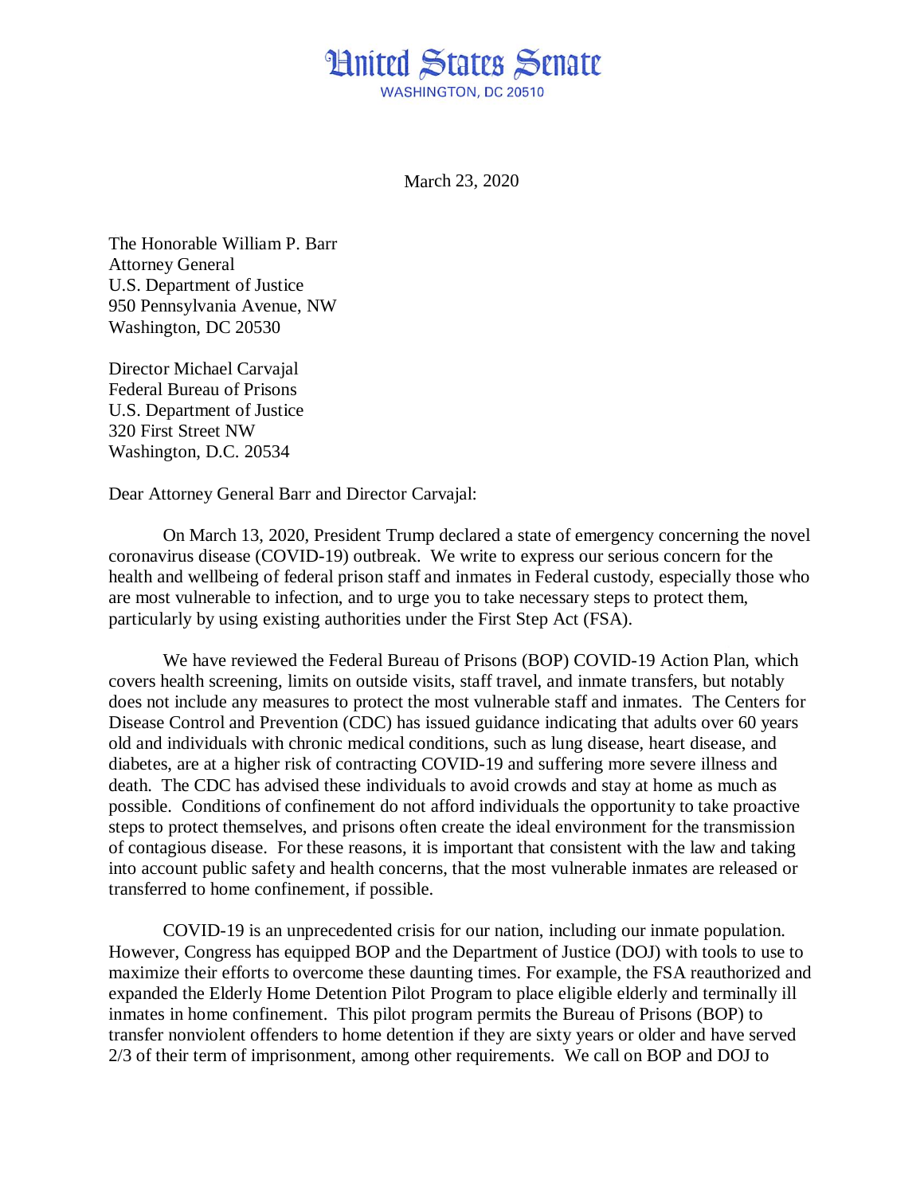# United States Senate

WASHINGTON, DC 20510

March 23, 2020

The Honorable William P. Barr
Attorney General
U.S. Department of Justice
950 Pennsylvania Avenue, NW
Washington, DC 20530

Director Michael Carvajal
Federal Bureau of Prisons
U.S. Department of Justice
320 First Street NW
Washington, D.C. 20534

Dear Attorney General Barr and Director Carvajal:

On March 13, 2020, President Trump declared a state of emergency concerning the novel coronavirus disease (COVID-19) outbreak. We write to express our serious concern for the health and wellbeing of federal prison staff and inmates in Federal custody, especially those who are most vulnerable to infection, and to urge you to take necessary steps to protect them, particularly by using existing authorities under the First Step Act (FSA).

We have reviewed the Federal Bureau of Prisons (BOP) COVID-19 Action Plan, which covers health screening, limits on outside visits, staff travel, and inmate transfers, but notably does not include any measures to protect the most vulnerable staff and inmates. The Centers for Disease Control and Prevention (CDC) has issued guidance indicating that adults over 60 years old and individuals with chronic medical conditions, such as lung disease, heart disease, and diabetes, are at a higher risk of contracting COVID-19 and suffering more severe illness and death. The CDC has advised these individuals to avoid crowds and stay at home as much as possible. Conditions of confinement do not afford individuals the opportunity to take proactive steps to protect themselves, and prisons often create the ideal environment for the transmission of contagious disease. For these reasons, it is important that consistent with the law and taking into account public safety and health concerns, that the most vulnerable inmates are released or transferred to home confinement, if possible.

COVID-19 is an unprecedented crisis for our nation, including our inmate population. However, Congress has equipped BOP and the Department of Justice (DOJ) with tools to use to maximize their efforts to overcome these daunting times. For example, the FSA reauthorized and expanded the Elderly Home Detention Pilot Program to place eligible elderly and terminally ill inmates in home confinement. This pilot program permits the Bureau of Prisons (BOP) to transfer nonviolent offenders to home detention if they are sixty years or older and have served 2/3 of their term of imprisonment, among other requirements. We call on BOP and DOJ to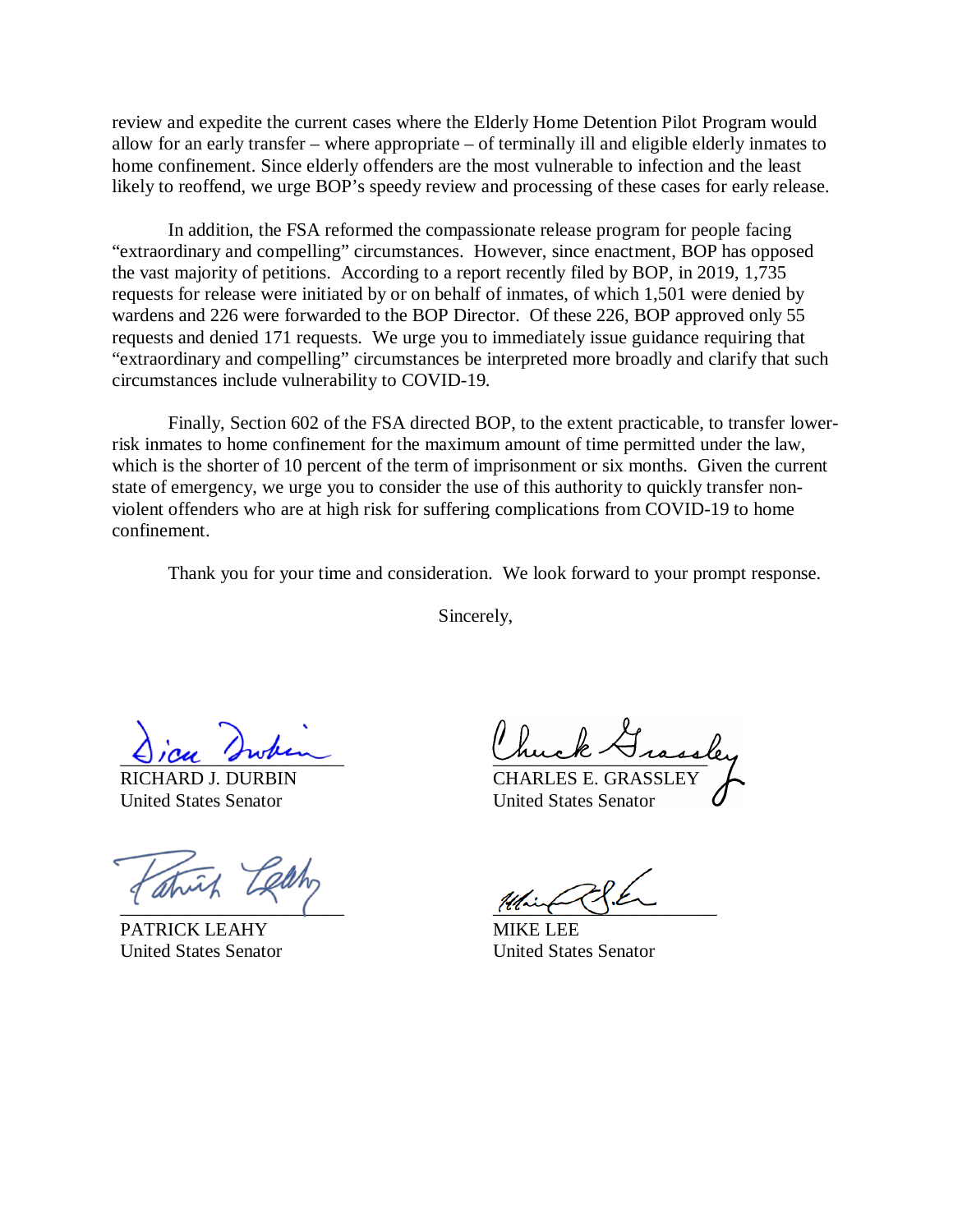review and expedite the current cases where the Elderly Home Detention Pilot Program would allow for an early transfer – where appropriate – of terminally ill and eligible elderly inmates to home confinement. Since elderly offenders are the most vulnerable to infection and the least likely to reoffend, we urge BOP's speedy review and processing of these cases for early release.

In addition, the FSA reformed the compassionate release program for people facing "extraordinary and compelling" circumstances. However, since enactment, BOP has opposed the vast majority of petitions. According to a report recently filed by BOP, in 2019, 1,735 requests for release were initiated by or on behalf of inmates, of which 1,501 were denied by wardens and 226 were forwarded to the BOP Director. Of these 226, BOP approved only 55 requests and denied 171 requests. We urge you to immediately issue guidance requiring that "extraordinary and compelling" circumstances be interpreted more broadly and clarify that such circumstances include vulnerability to COVID-19.

Finally, Section 602 of the FSA directed BOP, to the extent practicable, to transfer lower-risk inmates to home confinement for the maximum amount of time permitted under the law, which is the shorter of 10 percent of the term of imprisonment or six months. Given the current state of emergency, we urge you to consider the use of this authority to quickly transfer non-violent offenders who are at high risk for suffering complications from COVID-19 to home confinement.

Thank you for your time and consideration. We look forward to your prompt response.

Sincerely,

RICHARD J. DURBIN
United States Senator

CHARLES E. GRASSLEY
United States Senator

PATRICK LEAHY
United States Senator

MIKE LEE
United States Senator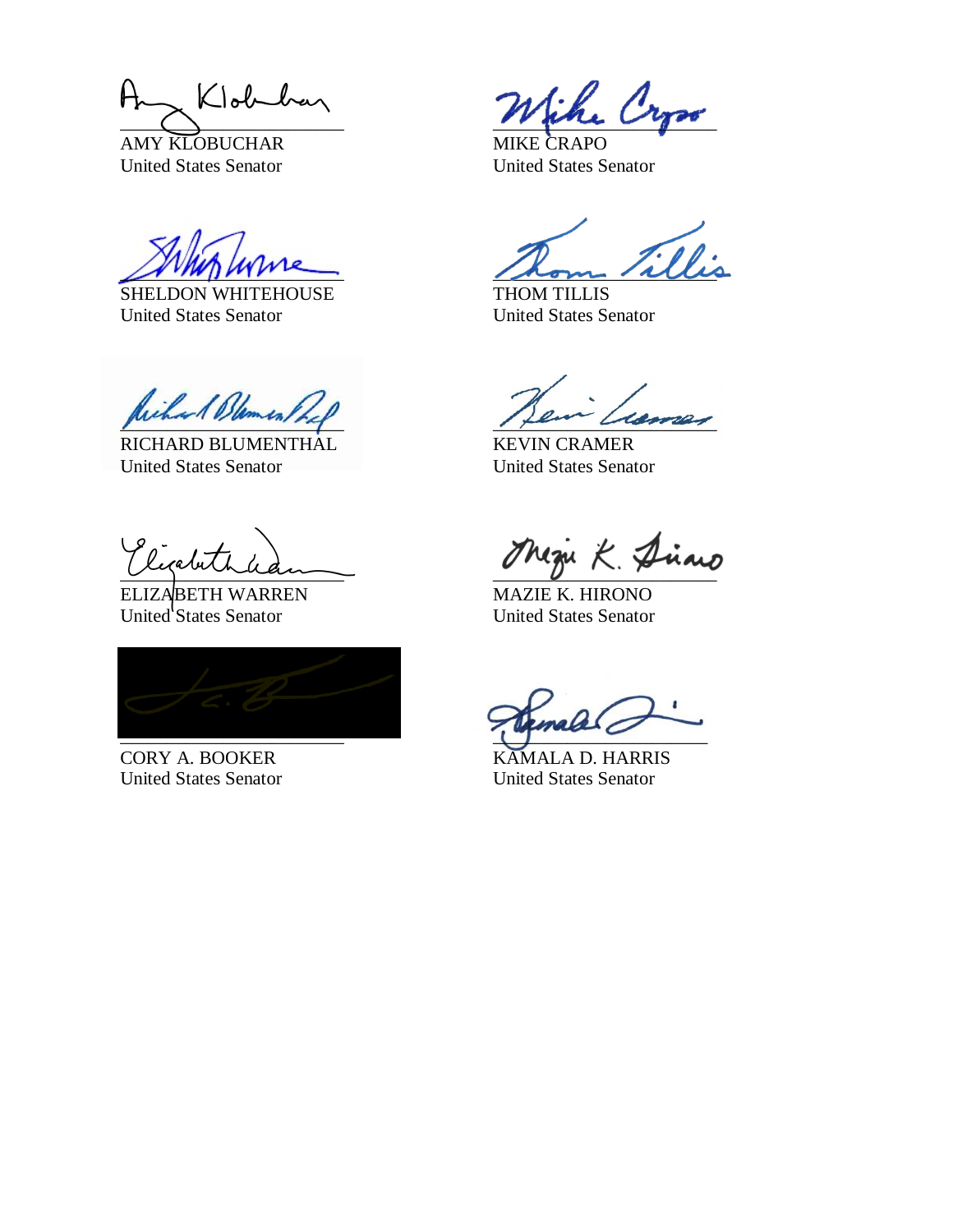AMY KLOBUCHAR
United States Senator

MIKE CRAPO
United States Senator

SHELDON WHITEHOUSE
United States Senator

THOM TILLIS
United States Senator

RICHARD BLUMENTHAL
United States Senator

KEVIN CRAMER
United States Senator

ELIZABETH WARREN
United States Senator

MAZIE K. HIRONO
United States Senator

CORY A. BOOKER
United States Senator

KAMALA D. HARRIS
United States Senator